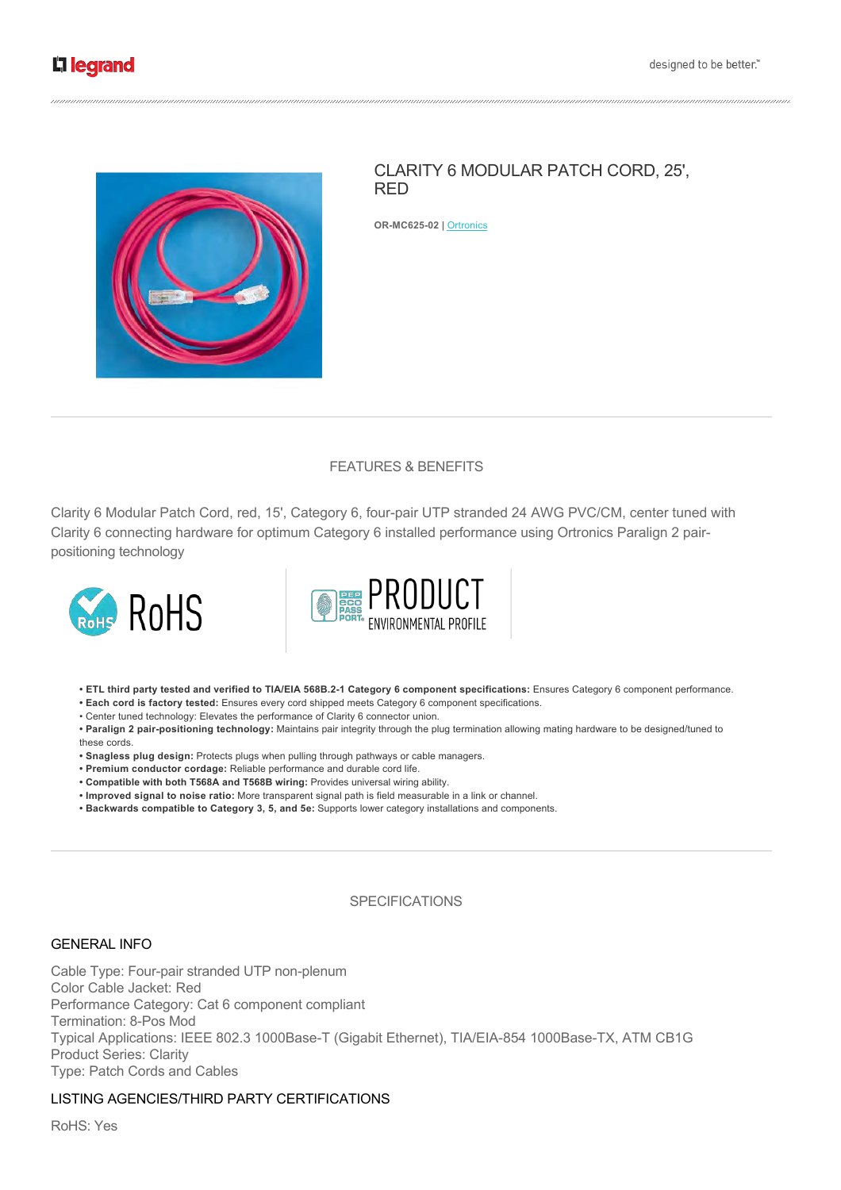# CLARITY 6 MODULAR PATCH CORD, 25', RED

**OR-MC625-02** | Ortronics

## FEATURES & BENEFITS

Clarity 6 Modular Patch Cord, red, 15', Category 6, four-pair UTP stranded 24 AWG PVC/CM, center tuned with Clarity 6 connecting hardware for optimum Category 6 installed performance using Ortronics Paralign 2 pair-positioning technology

RoHS

PEP ECO PASSPORT PRODUCT ENVIRONMENTAL PROFILE

- **ETL third party tested and verified to TIA/EIA 568B.2-1 Category 6 component specifications:** Ensures Category 6 component performance.
- **Each cord is factory tested:** Ensures every cord shipped meets Category 6 component specifications.
- Center tuned technology: Elevates the performance of Clarity 6 connector union.
- **Paralign 2 pair-positioning technology:** Maintains pair integrity through the plug termination allowing mating hardware to be designed/tuned to these cords.
- **Snagless plug design:** Protects plugs when pulling through pathways or cable managers.
- **Premium conductor cordage:** Reliable performance and durable cord life.
- **Compatible with both T568A and T568B wiring:** Provides universal wiring ability.
- **Improved signal to noise ratio:** More transparent signal path is field measurable in a link or channel.
- **Backwards compatible to Category 3, 5, and 5e:** Supports lower category installations and components.

## SPECIFICATIONS

### GENERAL INFO

Cable Type: Four-pair stranded UTP non-plenum
Color Cable Jacket: Red
Performance Category: Cat 6 component compliant
Termination: 8-Pos Mod
Typical Applications: IEEE 802.3 1000Base-T (Gigabit Ethernet), TIA/EIA-854 1000Base-TX, ATM CB1G
Product Series: Clarity
Type: Patch Cords and Cables

### LISTING AGENCIES/THIRD PARTY CERTIFICATIONS

RoHS: Yes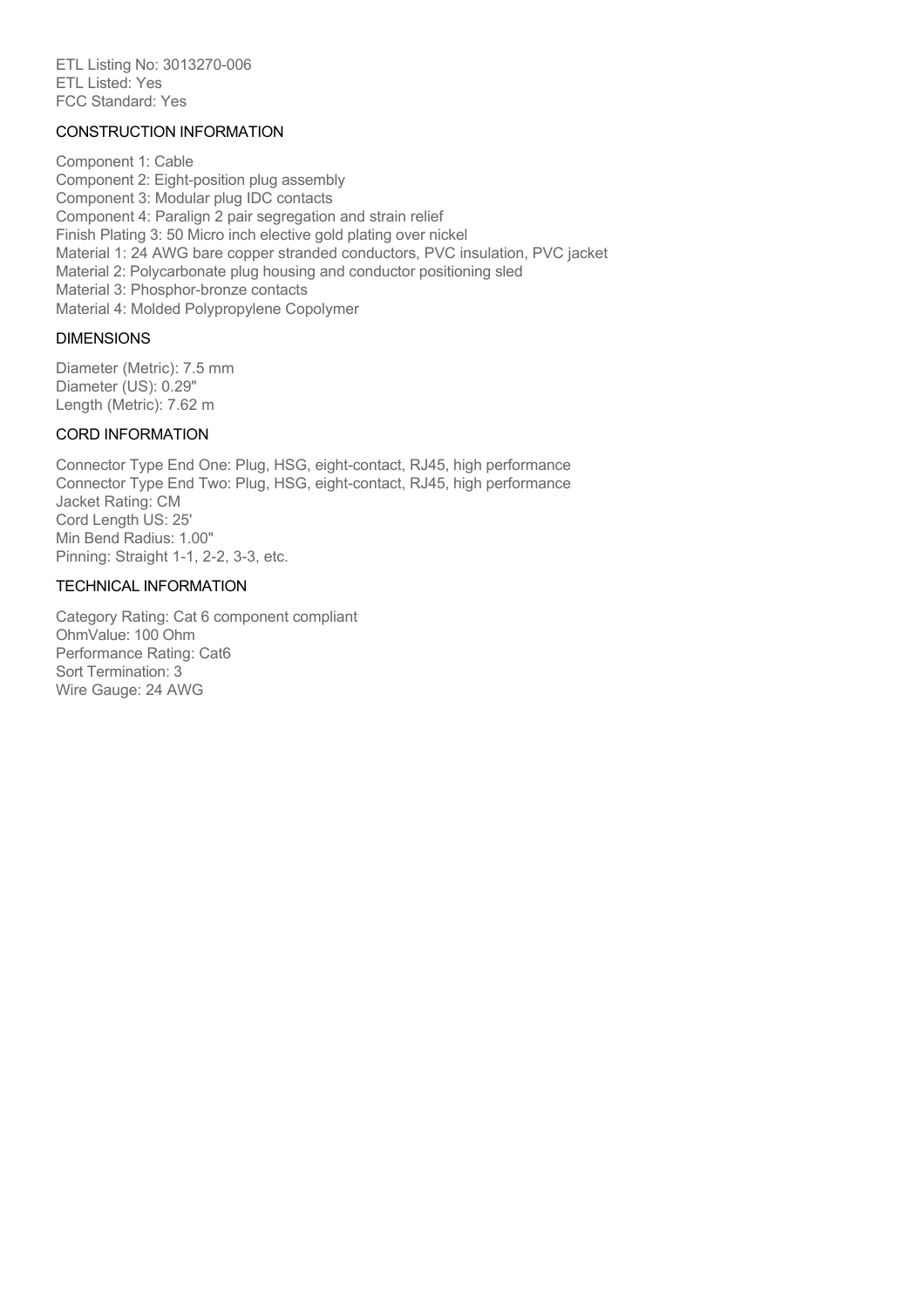ETL Listing No: 3013270-006
ETL Listed: Yes
FCC Standard: Yes

## CONSTRUCTION INFORMATION

Component 1: Cable
Component 2: Eight-position plug assembly
Component 3: Modular plug IDC contacts
Component 4: Paralign 2 pair segregation and strain relief
Finish Plating 3: 50 Micro inch elective gold plating over nickel
Material 1: 24 AWG bare copper stranded conductors, PVC insulation, PVC jacket
Material 2: Polycarbonate plug housing and conductor positioning sled
Material 3: Phosphor-bronze contacts
Material 4: Molded Polypropylene Copolymer

## DIMENSIONS

Diameter (Metric): 7.5 mm
Diameter (US): 0.29"
Length (Metric): 7.62 m

## CORD INFORMATION

Connector Type End One: Plug, HSG, eight-contact, RJ45, high performance
Connector Type End Two: Plug, HSG, eight-contact, RJ45, high performance
Jacket Rating: CM
Cord Length US: 25'
Min Bend Radius: 1.00"
Pinning: Straight 1-1, 2-2, 3-3, etc.

## TECHNICAL INFORMATION

Category Rating: Cat 6 component compliant
OhmValue: 100 Ohm
Performance Rating: Cat6
Sort Termination: 3
Wire Gauge: 24 AWG